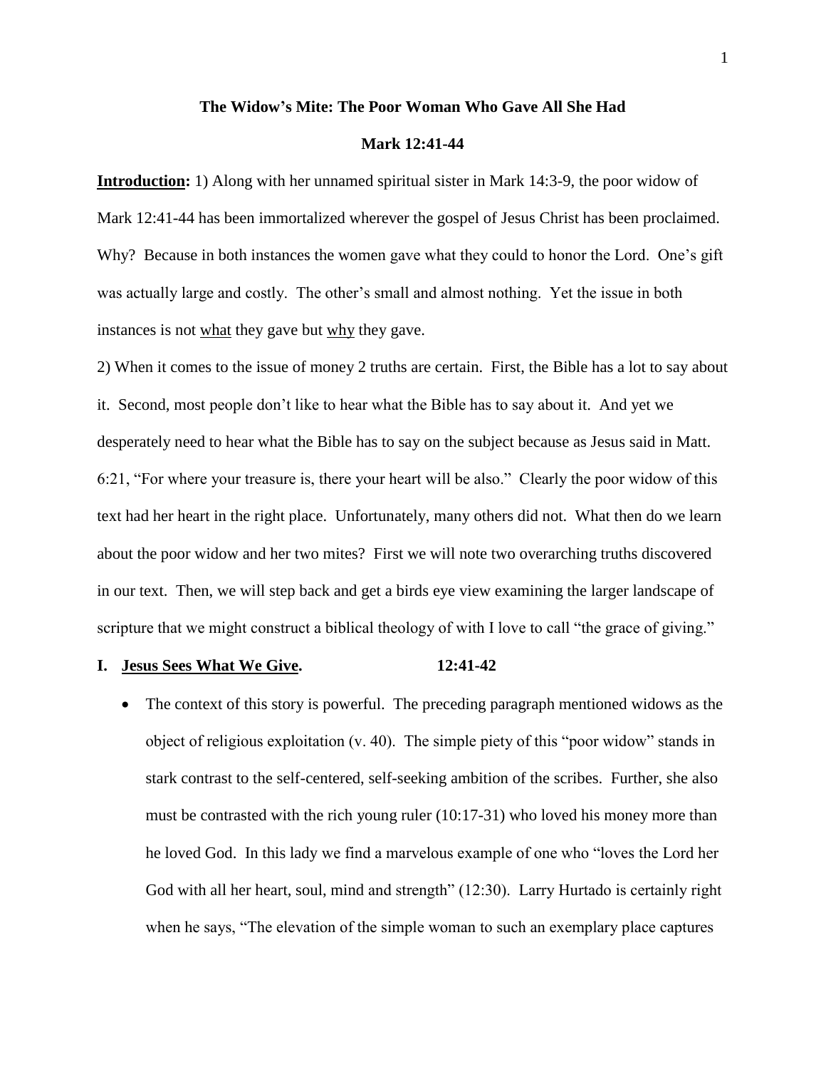**The Widow's Mite: The Poor Woman Who Gave All She Had**

**Mark 12:41-44**

**Introduction:** 1) Along with her unnamed spiritual sister in Mark 14:3-9, the poor widow of Mark 12:41-44 has been immortalized wherever the gospel of Jesus Christ has been proclaimed. Why? Because in both instances the women gave what they could to honor the Lord. One's gift was actually large and costly. The other's small and almost nothing. Yet the issue in both instances is not what they gave but why they gave.

2) When it comes to the issue of money 2 truths are certain. First, the Bible has a lot to say about it. Second, most people don't like to hear what the Bible has to say about it. And yet we desperately need to hear what the Bible has to say on the subject because as Jesus said in Matt. 6:21, "For where your treasure is, there your heart will be also." Clearly the poor widow of this text had her heart in the right place. Unfortunately, many others did not. What then do we learn about the poor widow and her two mites? First we will note two overarching truths discovered in our text. Then, we will step back and get a birds eye view examining the larger landscape of scripture that we might construct a biblical theology of with I love to call "the grace of giving."

**I. Jesus Sees What We Give. 12:41-42**

- The context of this story is powerful. The preceding paragraph mentioned widows as the object of religious exploitation (v. 40). The simple piety of this "poor widow" stands in stark contrast to the self-centered, self-seeking ambition of the scribes. Further, she also must be contrasted with the rich young ruler (10:17-31) who loved his money more than he loved God. In this lady we find a marvelous example of one who "loves the Lord her God with all her heart, soul, mind and strength" (12:30). Larry Hurtado is certainly right when he says, "The elevation of the simple woman to such an exemplary place captures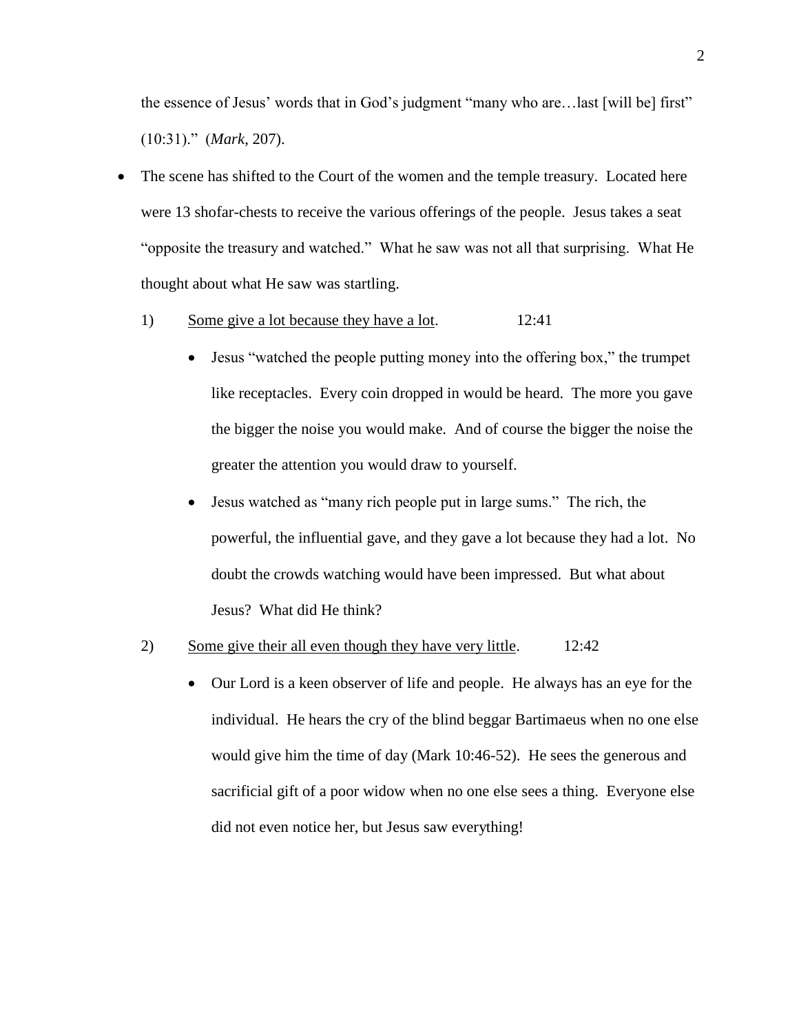the essence of Jesus' words that in God's judgment "many who are…last [will be] first" (10:31)." (*Mark*, 207).

- The scene has shifted to the Court of the women and the temple treasury. Located here were 13 shofar-chests to receive the various offerings of the people. Jesus takes a seat "opposite the treasury and watched." What he saw was not all that surprising. What He thought about what He saw was startling.

  1) <u>Some give a lot because they have a lot</u>. 12:41

     - Jesus "watched the people putting money into the offering box," the trumpet like receptacles. Every coin dropped in would be heard. The more you gave the bigger the noise you would make. And of course the bigger the noise the greater the attention you would draw to yourself.
     - Jesus watched as "many rich people put in large sums." The rich, the powerful, the influential gave, and they gave a lot because they had a lot. No doubt the crowds watching would have been impressed. But what about Jesus? What did He think?

  2) <u>Some give their all even though they have very little</u>. 12:42

     - Our Lord is a keen observer of life and people. He always has an eye for the individual. He hears the cry of the blind beggar Bartimaeus when no one else would give him the time of day (Mark 10:46-52). He sees the generous and sacrificial gift of a poor widow when no one else sees a thing. Everyone else did not even notice her, but Jesus saw everything!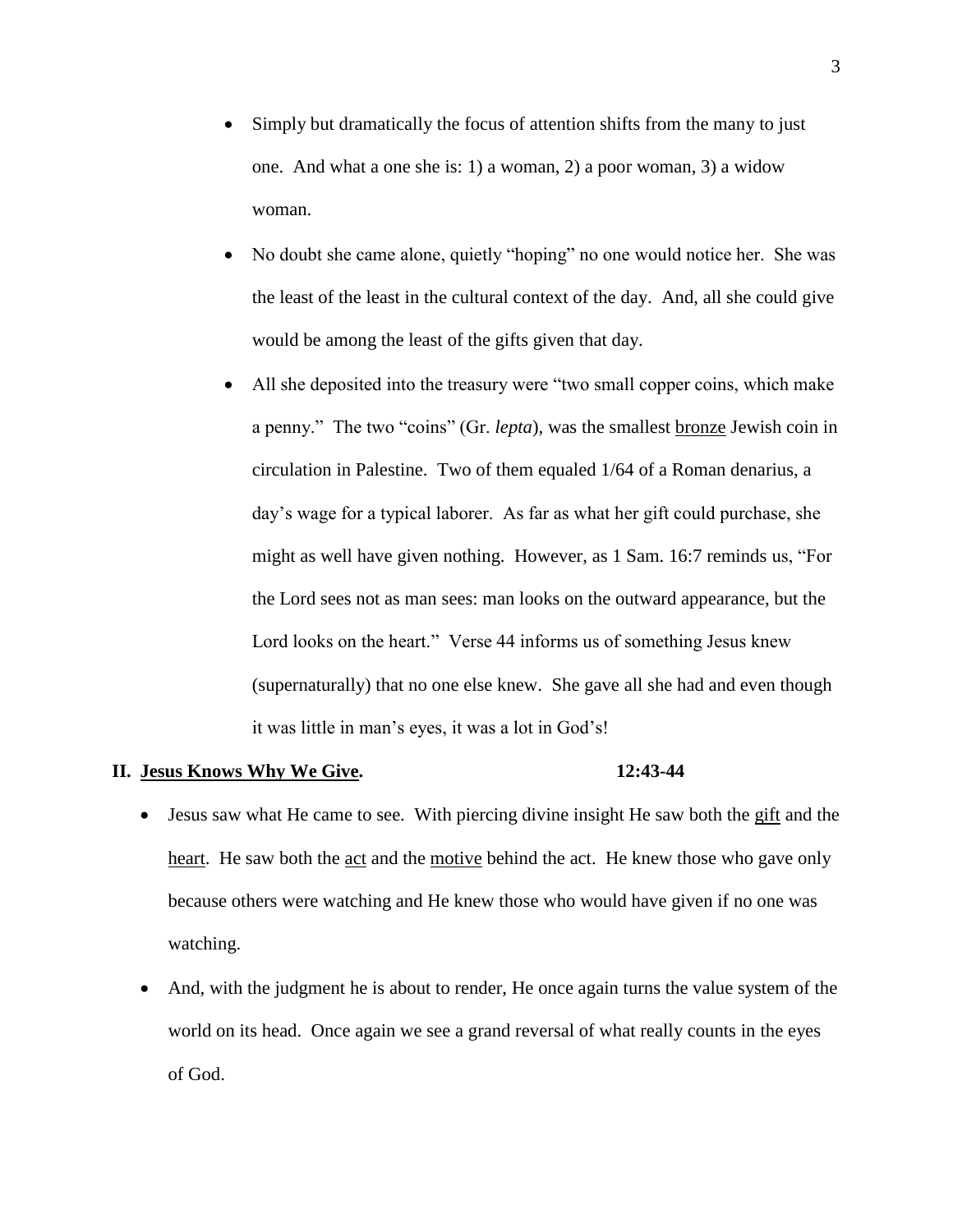- Simply but dramatically the focus of attention shifts from the many to just one. And what a one she is: 1) a woman, 2) a poor woman, 3) a widow woman.
- No doubt she came alone, quietly "hoping" no one would notice her. She was the least of the least in the cultural context of the day. And, all she could give would be among the least of the gifts given that day.
- All she deposited into the treasury were "two small copper coins, which make a penny." The two "coins" (Gr. *lepta*), was the smallest <u>bronze</u> Jewish coin in circulation in Palestine. Two of them equaled 1/64 of a Roman denarius, a day's wage for a typical laborer. As far as what her gift could purchase, she might as well have given nothing. However, as 1 Sam. 16:7 reminds us, "For the Lord sees not as man sees: man looks on the outward appearance, but the Lord looks on the heart." Verse 44 informs us of something Jesus knew (supernaturally) that no one else knew. She gave all she had and even though it was little in man's eyes, it was a lot in God's!

## II. <u>Jesus Knows Why We Give</u>. 12:43-44

- Jesus saw what He came to see. With piercing divine insight He saw both the <u>gift</u> and the <u>heart</u>. He saw both the <u>act</u> and the <u>motive</u> behind the act. He knew those who gave only because others were watching and He knew those who would have given if no one was watching.
- And, with the judgment he is about to render, He once again turns the value system of the world on its head. Once again we see a grand reversal of what really counts in the eyes of God.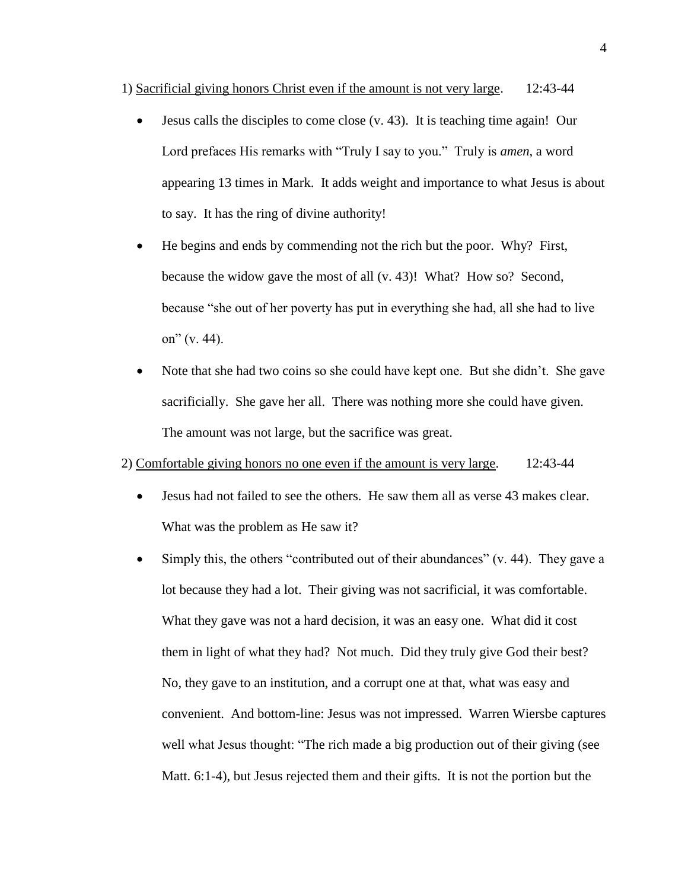1) <u>Sacrificial giving honors Christ even if the amount is not very large</u>. 12:43-44

- Jesus calls the disciples to come close (v. 43). It is teaching time again! Our Lord prefaces His remarks with "Truly I say to you." Truly is *amen*, a word appearing 13 times in Mark. It adds weight and importance to what Jesus is about to say. It has the ring of divine authority!
- He begins and ends by commending not the rich but the poor. Why? First, because the widow gave the most of all (v. 43)! What? How so? Second, because "she out of her poverty has put in everything she had, all she had to live on" (v. 44).
- Note that she had two coins so she could have kept one. But she didn't. She gave sacrificially. She gave her all. There was nothing more she could have given. The amount was not large, but the sacrifice was great.

2) <u>Comfortable giving honors no one even if the amount is very large</u>. 12:43-44

- Jesus had not failed to see the others. He saw them all as verse 43 makes clear. What was the problem as He saw it?
- Simply this, the others "contributed out of their abundances" (v. 44). They gave a lot because they had a lot. Their giving was not sacrificial, it was comfortable. What they gave was not a hard decision, it was an easy one. What did it cost them in light of what they had? Not much. Did they truly give God their best? No, they gave to an institution, and a corrupt one at that, what was easy and convenient. And bottom-line: Jesus was not impressed. Warren Wiersbe captures well what Jesus thought: "The rich made a big production out of their giving (see Matt. 6:1-4), but Jesus rejected them and their gifts. It is not the portion but the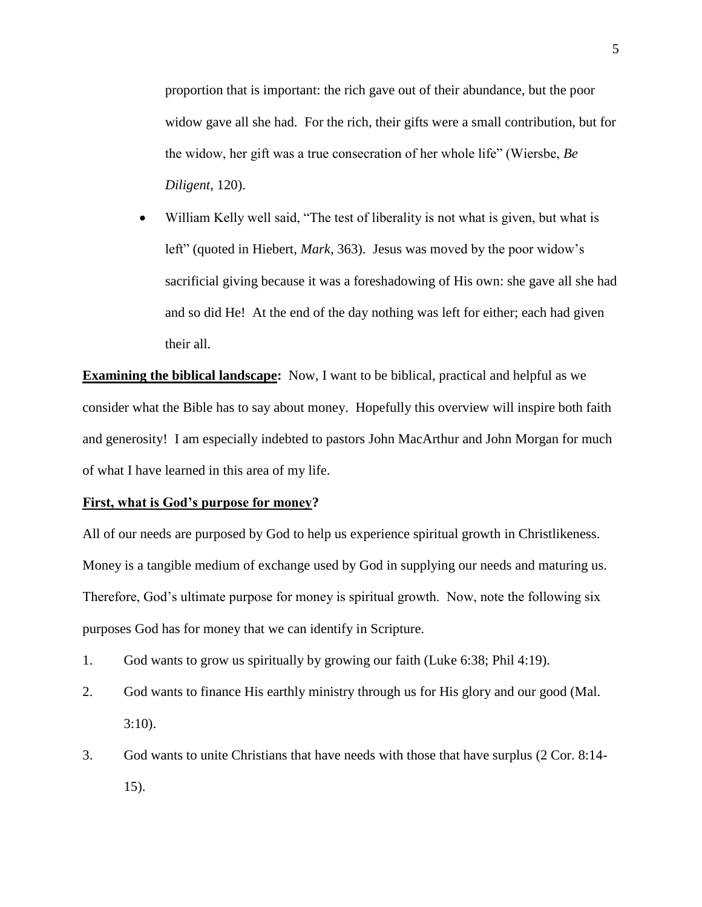proportion that is important: the rich gave out of their abundance, but the poor widow gave all she had. For the rich, their gifts were a small contribution, but for the widow, her gift was a true consecration of her whole life" (Wiersbe, *Be Diligent*, 120).

- William Kelly well said, "The test of liberality is not what is given, but what is left" (quoted in Hiebert, *Mark*, 363). Jesus was moved by the poor widow's sacrificial giving because it was a foreshadowing of His own: she gave all she had and so did He! At the end of the day nothing was left for either; each had given their all.

**Examining the biblical landscape:** Now, I want to be biblical, practical and helpful as we consider what the Bible has to say about money. Hopefully this overview will inspire both faith and generosity! I am especially indebted to pastors John MacArthur and John Morgan for much of what I have learned in this area of my life.

**First, what is God's purpose for money?**

All of our needs are purposed by God to help us experience spiritual growth in Christlikeness. Money is a tangible medium of exchange used by God in supplying our needs and maturing us. Therefore, God's ultimate purpose for money is spiritual growth. Now, note the following six purposes God has for money that we can identify in Scripture.

1. God wants to grow us spiritually by growing our faith (Luke 6:38; Phil 4:19).
2. God wants to finance His earthly ministry through us for His glory and our good (Mal. 3:10).
3. God wants to unite Christians that have needs with those that have surplus (2 Cor. 8:14-15).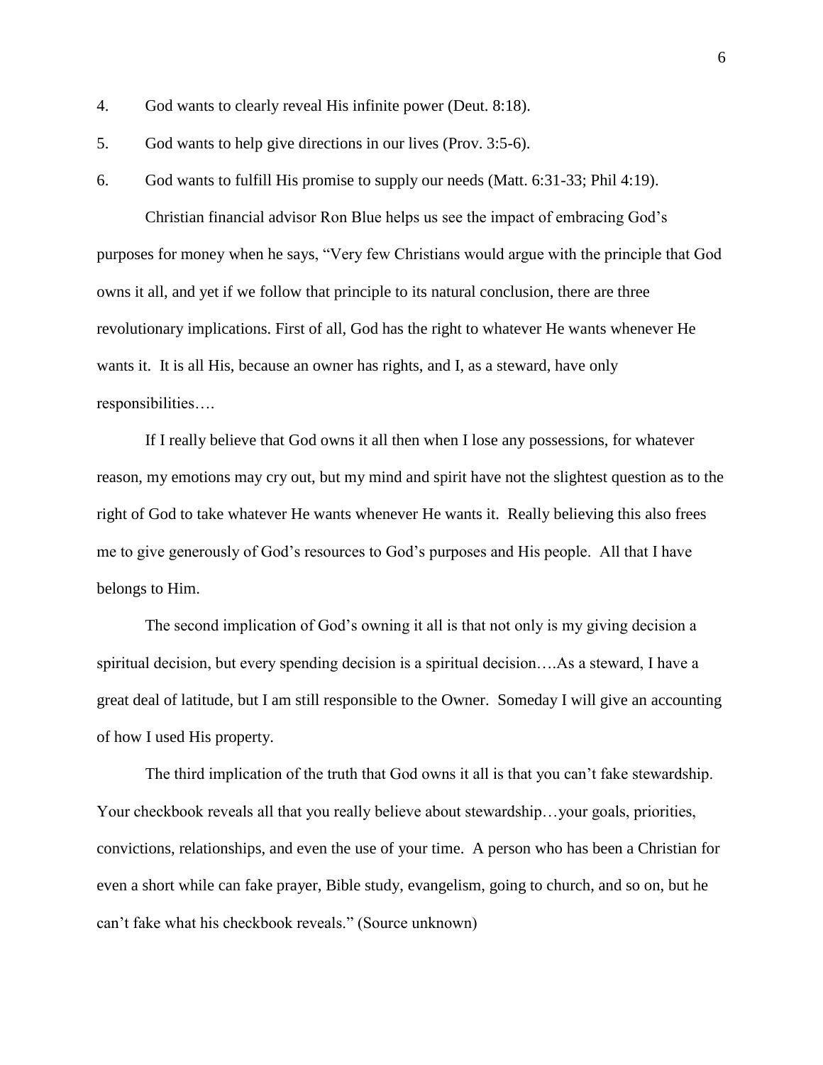4. God wants to clearly reveal His infinite power (Deut. 8:18).
5. God wants to help give directions in our lives (Prov. 3:5-6).
6. God wants to fulfill His promise to supply our needs (Matt. 6:31-33; Phil 4:19).

Christian financial advisor Ron Blue helps us see the impact of embracing God's purposes for money when he says, "Very few Christians would argue with the principle that God owns it all, and yet if we follow that principle to its natural conclusion, there are three revolutionary implications. First of all, God has the right to whatever He wants whenever He wants it. It is all His, because an owner has rights, and I, as a steward, have only responsibilities….

If I really believe that God owns it all then when I lose any possessions, for whatever reason, my emotions may cry out, but my mind and spirit have not the slightest question as to the right of God to take whatever He wants whenever He wants it. Really believing this also frees me to give generously of God's resources to God's purposes and His people. All that I have belongs to Him.

The second implication of God's owning it all is that not only is my giving decision a spiritual decision, but every spending decision is a spiritual decision….As a steward, I have a great deal of latitude, but I am still responsible to the Owner. Someday I will give an accounting of how I used His property.

The third implication of the truth that God owns it all is that you can't fake stewardship. Your checkbook reveals all that you really believe about stewardship…your goals, priorities, convictions, relationships, and even the use of your time. A person who has been a Christian for even a short while can fake prayer, Bible study, evangelism, going to church, and so on, but he can't fake what his checkbook reveals." (Source unknown)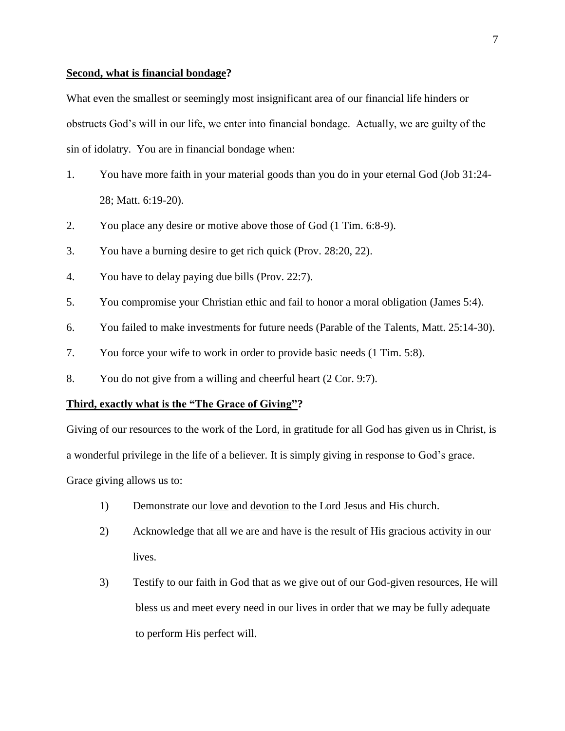**<u>Second, what is financial bondage</u>?**

What even the smallest or seemingly most insignificant area of our financial life hinders or obstructs God's will in our life, we enter into financial bondage. Actually, we are guilty of the sin of idolatry. You are in financial bondage when:

1. You have more faith in your material goods than you do in your eternal God (Job 31:24-28; Matt. 6:19-20).
2. You place any desire or motive above those of God (1 Tim. 6:8-9).
3. You have a burning desire to get rich quick (Prov. 28:20, 22).
4. You have to delay paying due bills (Prov. 22:7).
5. You compromise your Christian ethic and fail to honor a moral obligation (James 5:4).
6. You failed to make investments for future needs (Parable of the Talents, Matt. 25:14-30).
7. You force your wife to work in order to provide basic needs (1 Tim. 5:8).
8. You do not give from a willing and cheerful heart (2 Cor. 9:7).

**<u>Third, exactly what is the "The Grace of Giving"</u>?**

Giving of our resources to the work of the Lord, in gratitude for all God has given us in Christ, is a wonderful privilege in the life of a believer. It is simply giving in response to God's grace. Grace giving allows us to:

1) Demonstrate our <u>love</u> and <u>devotion</u> to the Lord Jesus and His church.
2) Acknowledge that all we are and have is the result of His gracious activity in our lives.
3) Testify to our faith in God that as we give out of our God-given resources, He will bless us and meet every need in our lives in order that we may be fully adequate to perform His perfect will.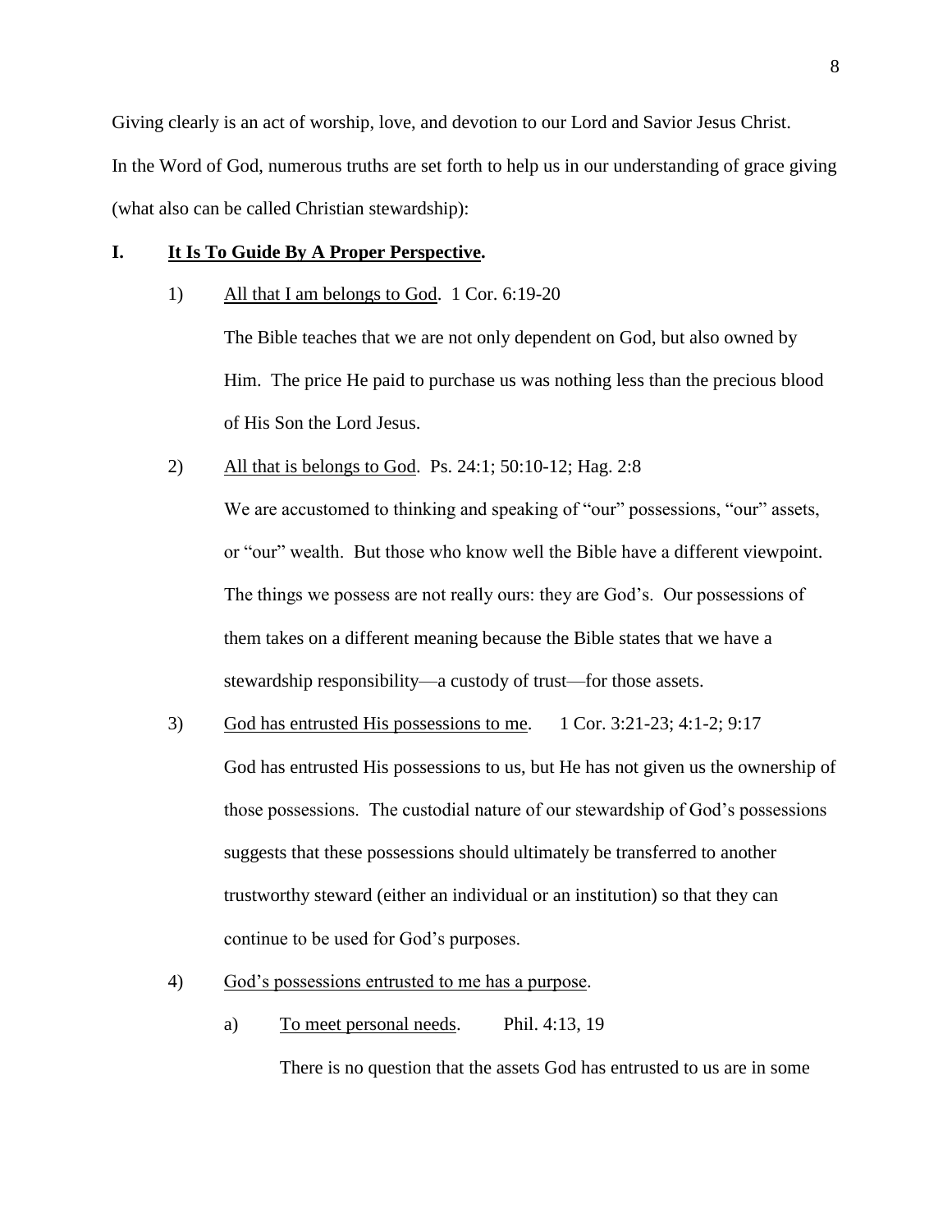Giving clearly is an act of worship, love, and devotion to our Lord and Savior Jesus Christ. In the Word of God, numerous truths are set forth to help us in our understanding of grace giving (what also can be called Christian stewardship):

## I. <u>It Is To Guide By A Proper Perspective</u>.

1) <u>All that I am belongs to God</u>. 1 Cor. 6:19-20

   The Bible teaches that we are not only dependent on God, but also owned by Him. The price He paid to purchase us was nothing less than the precious blood of His Son the Lord Jesus.

2) <u>All that is belongs to God</u>. Ps. 24:1; 50:10-12; Hag. 2:8

   We are accustomed to thinking and speaking of "our" possessions, "our" assets, or "our" wealth. But those who know well the Bible have a different viewpoint. The things we possess are not really ours: they are God's. Our possessions of them takes on a different meaning because the Bible states that we have a stewardship responsibility—a custody of trust—for those assets.

3) <u>God has entrusted His possessions to me</u>. 1 Cor. 3:21-23; 4:1-2; 9:17

   God has entrusted His possessions to us, but He has not given us the ownership of those possessions. The custodial nature of our stewardship of God's possessions suggests that these possessions should ultimately be transferred to another trustworthy steward (either an individual or an institution) so that they can continue to be used for God's purposes.

4) <u>God's possessions entrusted to me has a purpose</u>.

   a) <u>To meet personal needs</u>. Phil. 4:13, 19

      There is no question that the assets God has entrusted to us are in some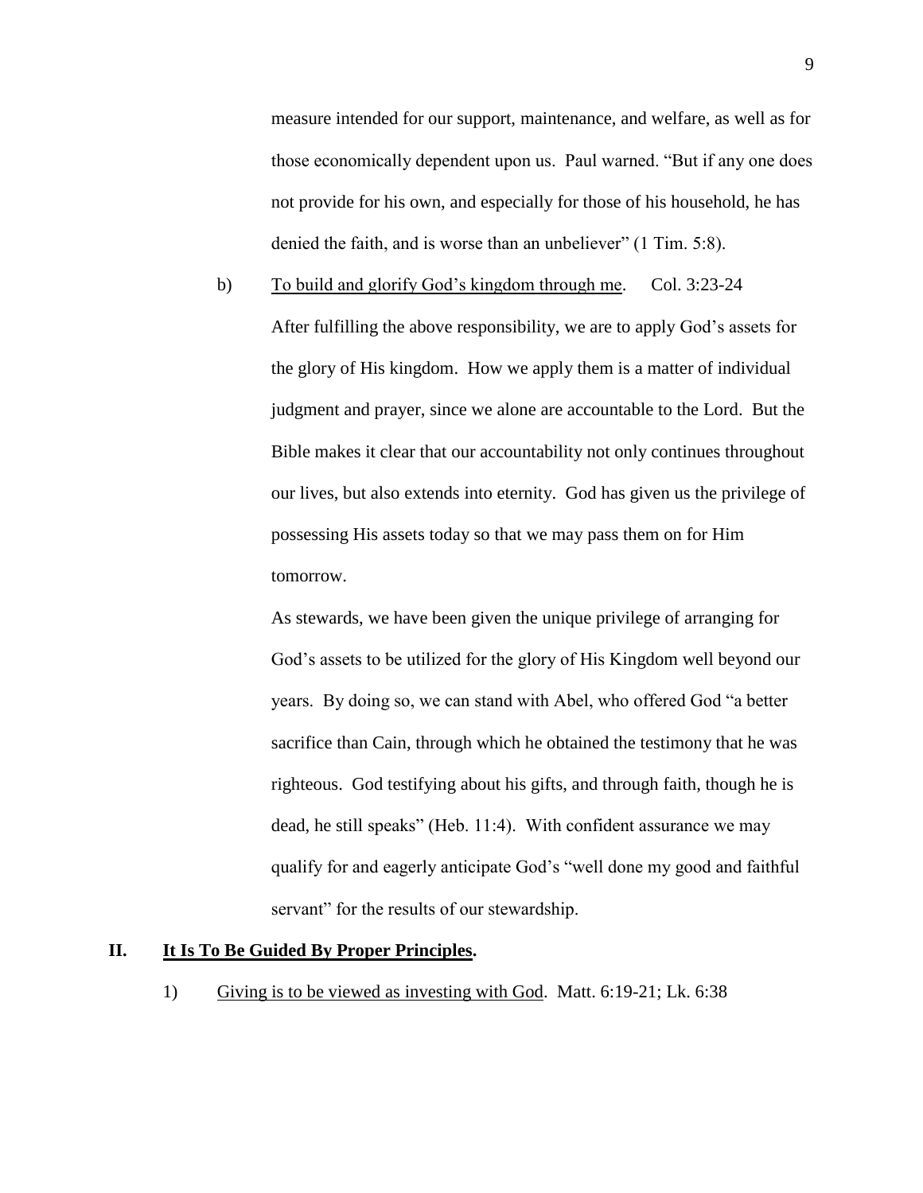measure intended for our support, maintenance, and welfare, as well as for those economically dependent upon us. Paul warned. "But if any one does not provide for his own, and especially for those of his household, he has denied the faith, and is worse than an unbeliever" (1 Tim. 5:8).

b) <u>To build and glorify God's kingdom through me</u>. Col. 3:23-24

After fulfilling the above responsibility, we are to apply God's assets for the glory of His kingdom. How we apply them is a matter of individual judgment and prayer, since we alone are accountable to the Lord. But the Bible makes it clear that our accountability not only continues throughout our lives, but also extends into eternity. God has given us the privilege of possessing His assets today so that we may pass them on for Him tomorrow.

As stewards, we have been given the unique privilege of arranging for God's assets to be utilized for the glory of His Kingdom well beyond our years. By doing so, we can stand with Abel, who offered God "a better sacrifice than Cain, through which he obtained the testimony that he was righteous. God testifying about his gifts, and through faith, though he is dead, he still speaks" (Heb. 11:4). With confident assurance we may qualify for and eagerly anticipate God's "well done my good and faithful servant" for the results of our stewardship.

## II. <u>It Is To Be Guided By Proper Principles</u>.

1) <u>Giving is to be viewed as investing with God</u>. Matt. 6:19-21; Lk. 6:38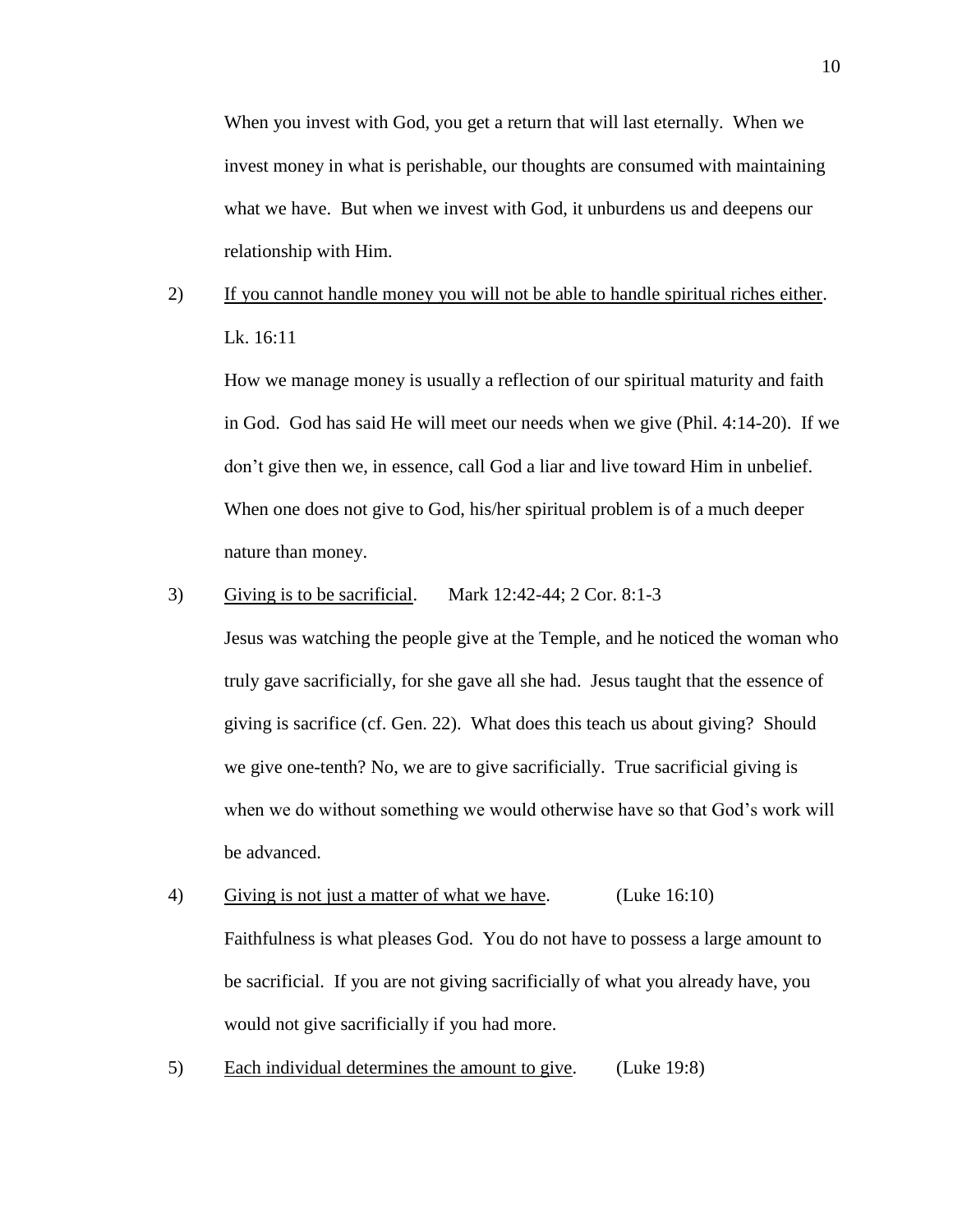When you invest with God, you get a return that will last eternally. When we invest money in what is perishable, our thoughts are consumed with maintaining what we have. But when we invest with God, it unburdens us and deepens our relationship with Him.

2) <u>If you cannot handle money you will not be able to handle spiritual riches either</u>. Lk. 16:11

How we manage money is usually a reflection of our spiritual maturity and faith in God. God has said He will meet our needs when we give (Phil. 4:14-20). If we don't give then we, in essence, call God a liar and live toward Him in unbelief. When one does not give to God, his/her spiritual problem is of a much deeper nature than money.

3) <u>Giving is to be sacrificial</u>. Mark 12:42-44; 2 Cor. 8:1-3

Jesus was watching the people give at the Temple, and he noticed the woman who truly gave sacrificially, for she gave all she had. Jesus taught that the essence of giving is sacrifice (cf. Gen. 22). What does this teach us about giving? Should we give one-tenth? No, we are to give sacrificially. True sacrificial giving is when we do without something we would otherwise have so that God's work will be advanced.

4) <u>Giving is not just a matter of what we have</u>. (Luke 16:10)

Faithfulness is what pleases God. You do not have to possess a large amount to be sacrificial. If you are not giving sacrificially of what you already have, you would not give sacrificially if you had more.

5) <u>Each individual determines the amount to give</u>. (Luke 19:8)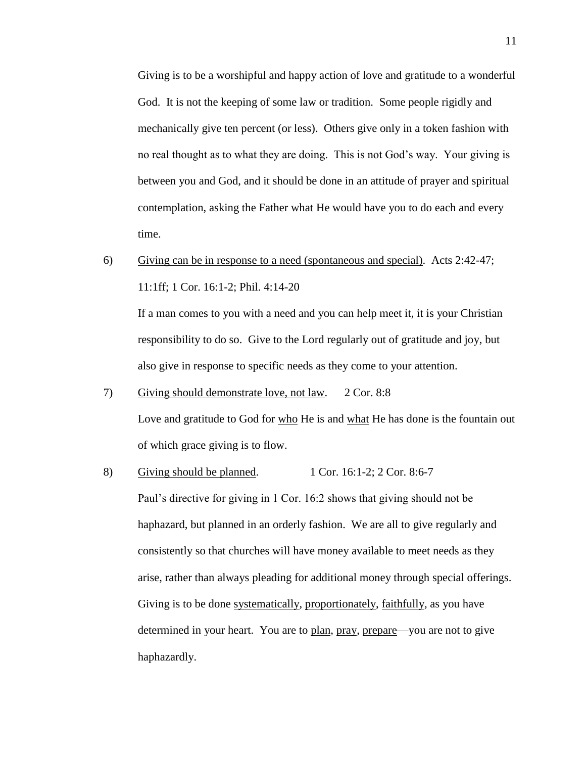Giving is to be a worshipful and happy action of love and gratitude to a wonderful God. It is not the keeping of some law or tradition. Some people rigidly and mechanically give ten percent (or less). Others give only in a token fashion with no real thought as to what they are doing. This is not God's way. Your giving is between you and God, and it should be done in an attitude of prayer and spiritual contemplation, asking the Father what He would have you to do each and every time.

6) <u>Giving can be in response to a need (spontaneous and special)</u>. Acts 2:42-47; 11:1ff; 1 Cor. 16:1-2; Phil. 4:14-20

   If a man comes to you with a need and you can help meet it, it is your Christian responsibility to do so. Give to the Lord regularly out of gratitude and joy, but also give in response to specific needs as they come to your attention.

7) <u>Giving should demonstrate love, not law</u>. 2 Cor. 8:8

   Love and gratitude to God for <u>who</u> He is and <u>what</u> He has done is the fountain out of which grace giving is to flow.

8) <u>Giving should be planned</u>. 1 Cor. 16:1-2; 2 Cor. 8:6-7

   Paul's directive for giving in 1 Cor. 16:2 shows that giving should not be haphazard, but planned in an orderly fashion. We are all to give regularly and consistently so that churches will have money available to meet needs as they arise, rather than always pleading for additional money through special offerings. Giving is to be done <u>systematically</u>, <u>proportionately</u>, <u>faithfully</u>, as you have determined in your heart. You are to <u>plan</u>, <u>pray</u>, <u>prepare</u>—you are not to give haphazardly.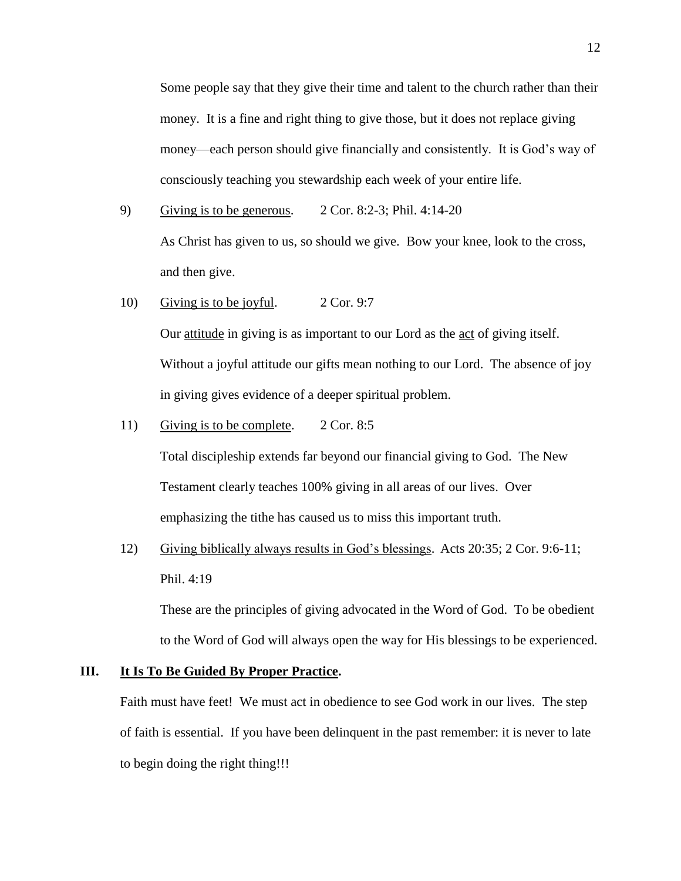Some people say that they give their time and talent to the church rather than their money. It is a fine and right thing to give those, but it does not replace giving money—each person should give financially and consistently. It is God's way of consciously teaching you stewardship each week of your entire life.

9) <u>Giving is to be generous</u>. 2 Cor. 8:2-3; Phil. 4:14-20

   As Christ has given to us, so should we give. Bow your knee, look to the cross, and then give.

10) <u>Giving is to be joyful</u>. 2 Cor. 9:7

   Our <u>attitude</u> in giving is as important to our Lord as the <u>act</u> of giving itself. Without a joyful attitude our gifts mean nothing to our Lord. The absence of joy in giving gives evidence of a deeper spiritual problem.

11) <u>Giving is to be complete</u>. 2 Cor. 8:5

   Total discipleship extends far beyond our financial giving to God. The New Testament clearly teaches 100% giving in all areas of our lives. Over emphasizing the tithe has caused us to miss this important truth.

12) <u>Giving biblically always results in God's blessings</u>. Acts 20:35; 2 Cor. 9:6-11; Phil. 4:19

   These are the principles of giving advocated in the Word of God. To be obedient to the Word of God will always open the way for His blessings to be experienced.

## III. <u>It Is To Be Guided By Proper Practice</u>.

Faith must have feet! We must act in obedience to see God work in our lives. The step of faith is essential. If you have been delinquent in the past remember: it is never to late to begin doing the right thing!!!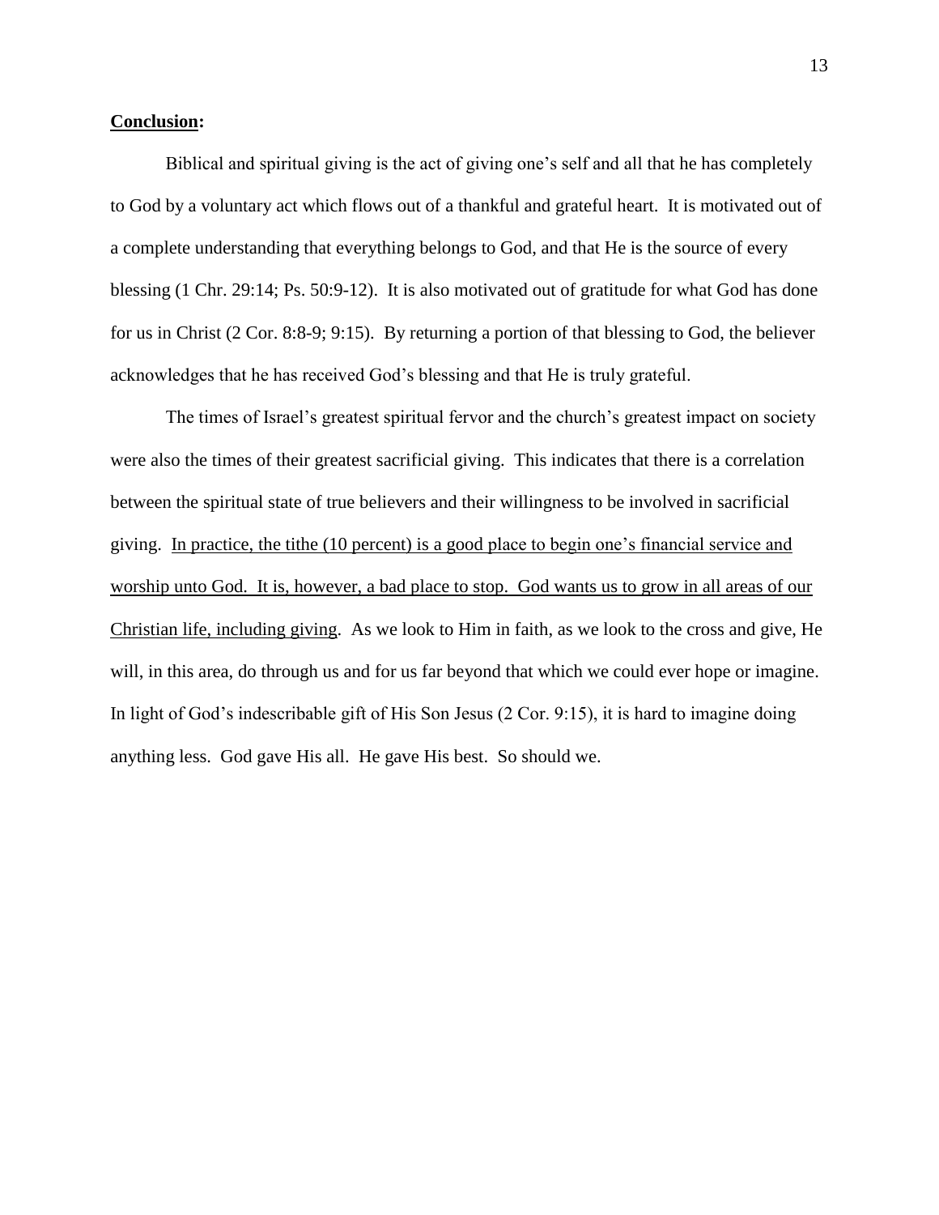**Conclusion:**

Biblical and spiritual giving is the act of giving one's self and all that he has completely to God by a voluntary act which flows out of a thankful and grateful heart. It is motivated out of a complete understanding that everything belongs to God, and that He is the source of every blessing (1 Chr. 29:14; Ps. 50:9-12). It is also motivated out of gratitude for what God has done for us in Christ (2 Cor. 8:8-9; 9:15). By returning a portion of that blessing to God, the believer acknowledges that he has received God's blessing and that He is truly grateful.

The times of Israel's greatest spiritual fervor and the church's greatest impact on society were also the times of their greatest sacrificial giving. This indicates that there is a correlation between the spiritual state of true believers and their willingness to be involved in sacrificial giving. <u>In practice, the tithe (10 percent) is a good place to begin one's financial service and worship unto God. It is, however, a bad place to stop. God wants us to grow in all areas of our Christian life, including giving</u>. As we look to Him in faith, as we look to the cross and give, He will, in this area, do through us and for us far beyond that which we could ever hope or imagine. In light of God's indescribable gift of His Son Jesus (2 Cor. 9:15), it is hard to imagine doing anything less. God gave His all. He gave His best. So should we.